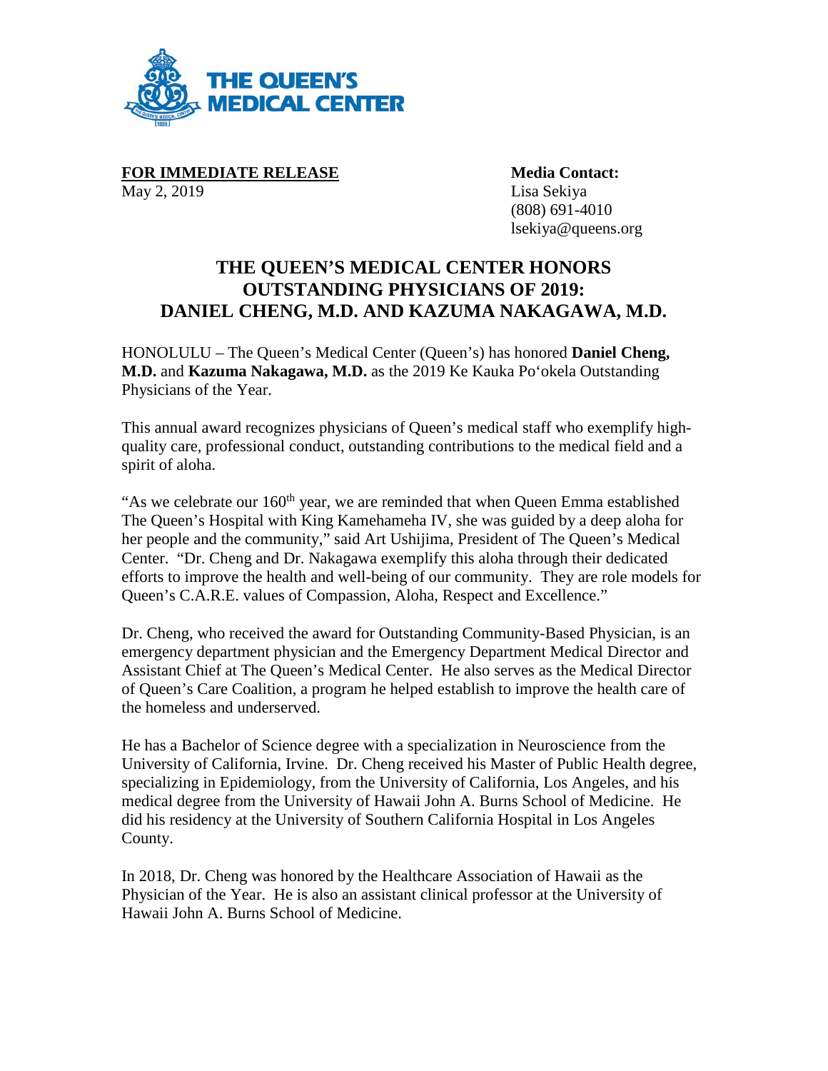THE QUEEN'S MEDICAL CENTER

**FOR IMMEDIATE RELEASE**
May 2, 2019

**Media Contact:**
Lisa Sekiya
(808) 691-4010
lsekiya@queens.org

# THE QUEEN'S MEDICAL CENTER HONORS OUTSTANDING PHYSICIANS OF 2019: DANIEL CHENG, M.D. AND KAZUMA NAKAGAWA, M.D.

HONOLULU – The Queen's Medical Center (Queen's) has honored **Daniel Cheng, M.D.** and **Kazuma Nakagawa, M.D.** as the 2019 Ke Kauka Po'okela Outstanding Physicians of the Year.

This annual award recognizes physicians of Queen's medical staff who exemplify high-quality care, professional conduct, outstanding contributions to the medical field and a spirit of aloha.

"As we celebrate our 160th year, we are reminded that when Queen Emma established The Queen's Hospital with King Kamehameha IV, she was guided by a deep aloha for her people and the community," said Art Ushijima, President of The Queen's Medical Center. "Dr. Cheng and Dr. Nakagawa exemplify this aloha through their dedicated efforts to improve the health and well-being of our community. They are role models for Queen's C.A.R.E. values of Compassion, Aloha, Respect and Excellence."

Dr. Cheng, who received the award for Outstanding Community-Based Physician, is an emergency department physician and the Emergency Department Medical Director and Assistant Chief at The Queen's Medical Center. He also serves as the Medical Director of Queen's Care Coalition, a program he helped establish to improve the health care of the homeless and underserved.

He has a Bachelor of Science degree with a specialization in Neuroscience from the University of California, Irvine. Dr. Cheng received his Master of Public Health degree, specializing in Epidemiology, from the University of California, Los Angeles, and his medical degree from the University of Hawaii John A. Burns School of Medicine. He did his residency at the University of Southern California Hospital in Los Angeles County.

In 2018, Dr. Cheng was honored by the Healthcare Association of Hawaii as the Physician of the Year. He is also an assistant clinical professor at the University of Hawaii John A. Burns School of Medicine.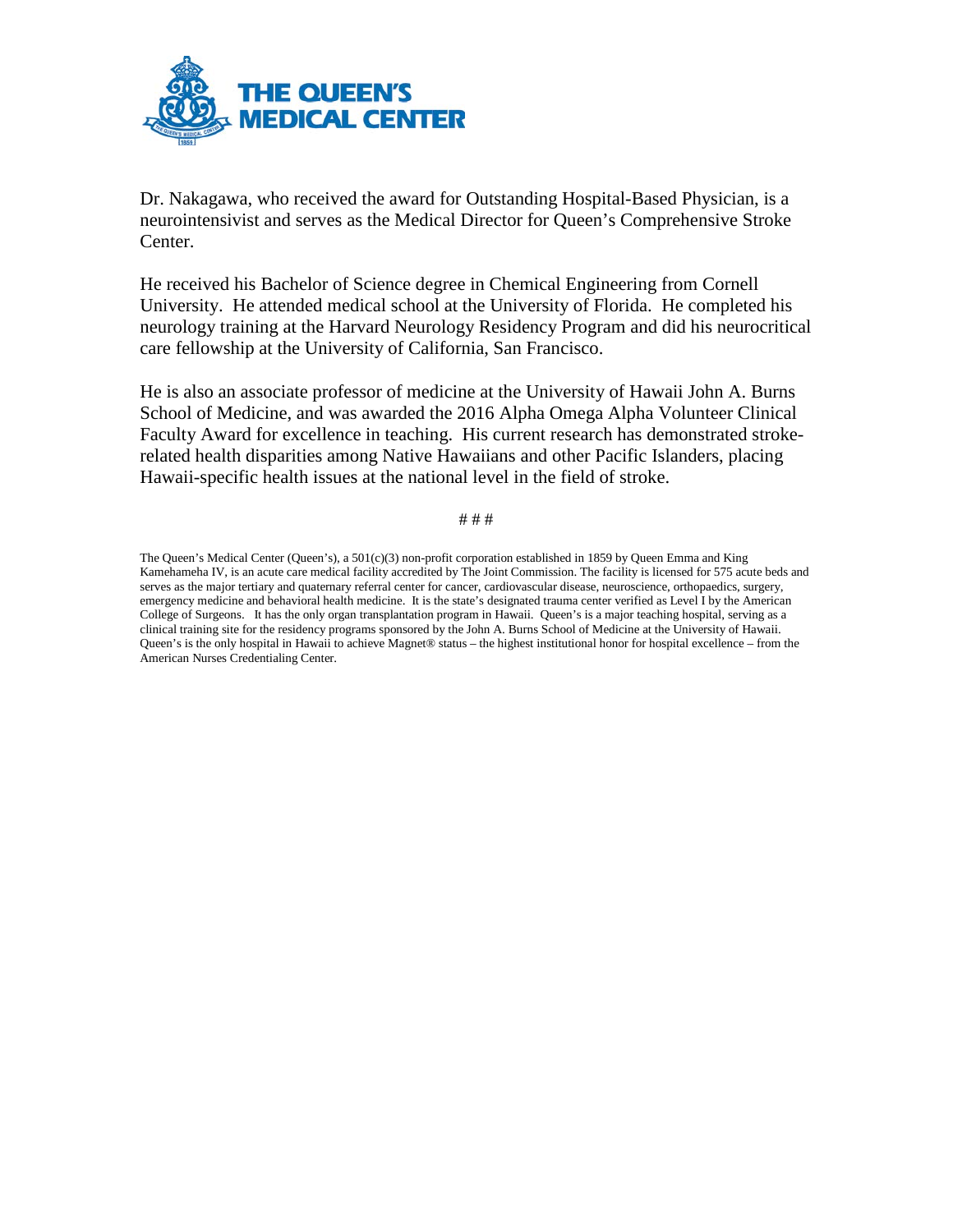Dr. Nakagawa, who received the award for Outstanding Hospital-Based Physician, is a neurointensivist and serves as the Medical Director for Queen's Comprehensive Stroke Center.

He received his Bachelor of Science degree in Chemical Engineering from Cornell University. He attended medical school at the University of Florida. He completed his neurology training at the Harvard Neurology Residency Program and did his neurocritical care fellowship at the University of California, San Francisco.

He is also an associate professor of medicine at the University of Hawaii John A. Burns School of Medicine, and was awarded the 2016 Alpha Omega Alpha Volunteer Clinical Faculty Award for excellence in teaching. His current research has demonstrated stroke-related health disparities among Native Hawaiians and other Pacific Islanders, placing Hawaii-specific health issues at the national level in the field of stroke.

# # #

The Queen's Medical Center (Queen's), a 501(c)(3) non-profit corporation established in 1859 by Queen Emma and King Kamehameha IV, is an acute care medical facility accredited by The Joint Commission. The facility is licensed for 575 acute beds and serves as the major tertiary and quaternary referral center for cancer, cardiovascular disease, neuroscience, orthopaedics, surgery, emergency medicine and behavioral health medicine. It is the state's designated trauma center verified as Level I by the American College of Surgeons. It has the only organ transplantation program in Hawaii. Queen's is a major teaching hospital, serving as a clinical training site for the residency programs sponsored by the John A. Burns School of Medicine at the University of Hawaii. Queen's is the only hospital in Hawaii to achieve Magnet® status – the highest institutional honor for hospital excellence – from the American Nurses Credentialing Center.